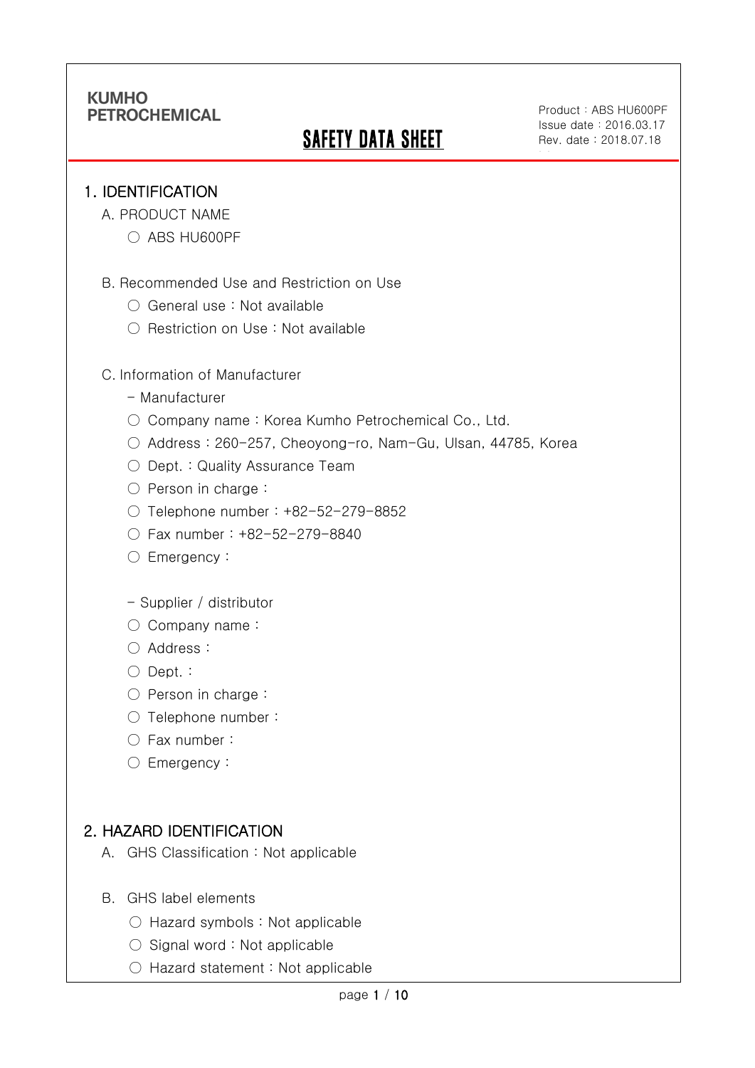KUMHO PETROCHEMICAL

# SAFETY DATA SHEET

Product : ABS HU600PF
Issue date : 2016.03.17
Rev. date : 2018.07.18

## 1. IDENTIFICATION

A. PRODUCT NAME

○ ABS HU600PF

B. Recommended Use and Restriction on Use

○ General use : Not available

○ Restriction on Use : Not available

C. Information of Manufacturer

- Manufacturer

○ Company name : Korea Kumho Petrochemical Co., Ltd.

○ Address : 260-257, Cheoyong-ro, Nam-Gu, Ulsan, 44785, Korea

○ Dept. : Quality Assurance Team

○ Person in charge :

○ Telephone number : +82-52-279-8852

○ Fax number : +82-52-279-8840

○ Emergency :

- Supplier / distributor

○ Company name :

○ Address :

○ Dept. :

○ Person in charge :

○ Telephone number :

○ Fax number :

○ Emergency :

## 2. HAZARD IDENTIFICATION

A. GHS Classification : Not applicable

B. GHS label elements

○ Hazard symbols : Not applicable

○ Signal word : Not applicable

○ Hazard statement : Not applicable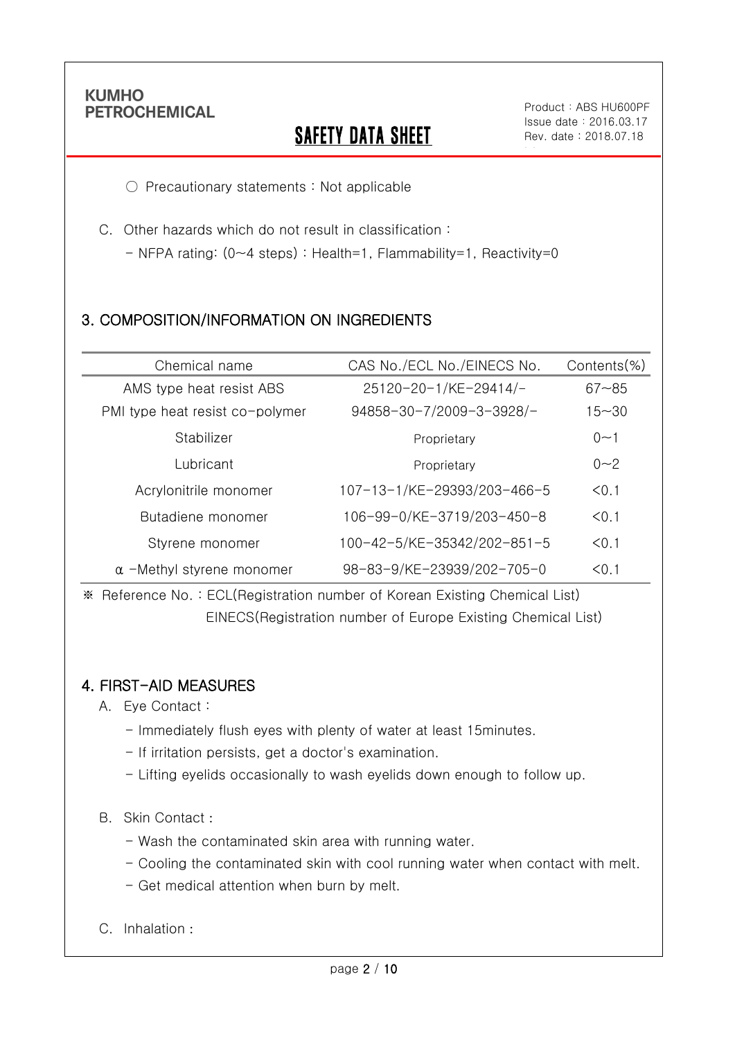○ Precautionary statements : Not applicable

C. Other hazards which do not result in classification :

- NFPA rating: (0~4 steps) : Health=1, Flammability=1, Reactivity=0

## 3. COMPOSITION/INFORMATION ON INGREDIENTS

| Chemical name | CAS No./ECL No./EINECS No. | Contents(%) |
|---|---|---|
| AMS type heat resist ABS | 25120-20-1/KE-29414/- | 67~85 |
| PMI type heat resist co-polymer | 94858-30-7/2009-3-3928/- | 15~30 |
| Stabilizer | Proprietary | 0~1 |
| Lubricant | Proprietary | 0~2 |
| Acrylonitrile monomer | 107-13-1/KE-29393/203-466-5 | <0.1 |
| Butadiene monomer | 106-99-0/KE-3719/203-450-8 | <0.1 |
| Styrene monomer | 100-42-5/KE-35342/202-851-5 | <0.1 |
| α -Methyl styrene monomer | 98-83-9/KE-23939/202-705-0 | <0.1 |

※ Reference No. : ECL(Registration number of Korean Existing Chemical List)
EINECS(Registration number of Europe Existing Chemical List)

## 4. FIRST-AID MEASURES

A. Eye Contact :

- Immediately flush eyes with plenty of water at least 15minutes.
- If irritation persists, get a doctor's examination.
- Lifting eyelids occasionally to wash eyelids down enough to follow up.

B. Skin Contact :

- Wash the contaminated skin area with running water.
- Cooling the contaminated skin with cool running water when contact with melt.
- Get medical attention when burn by melt.

C. Inhalation :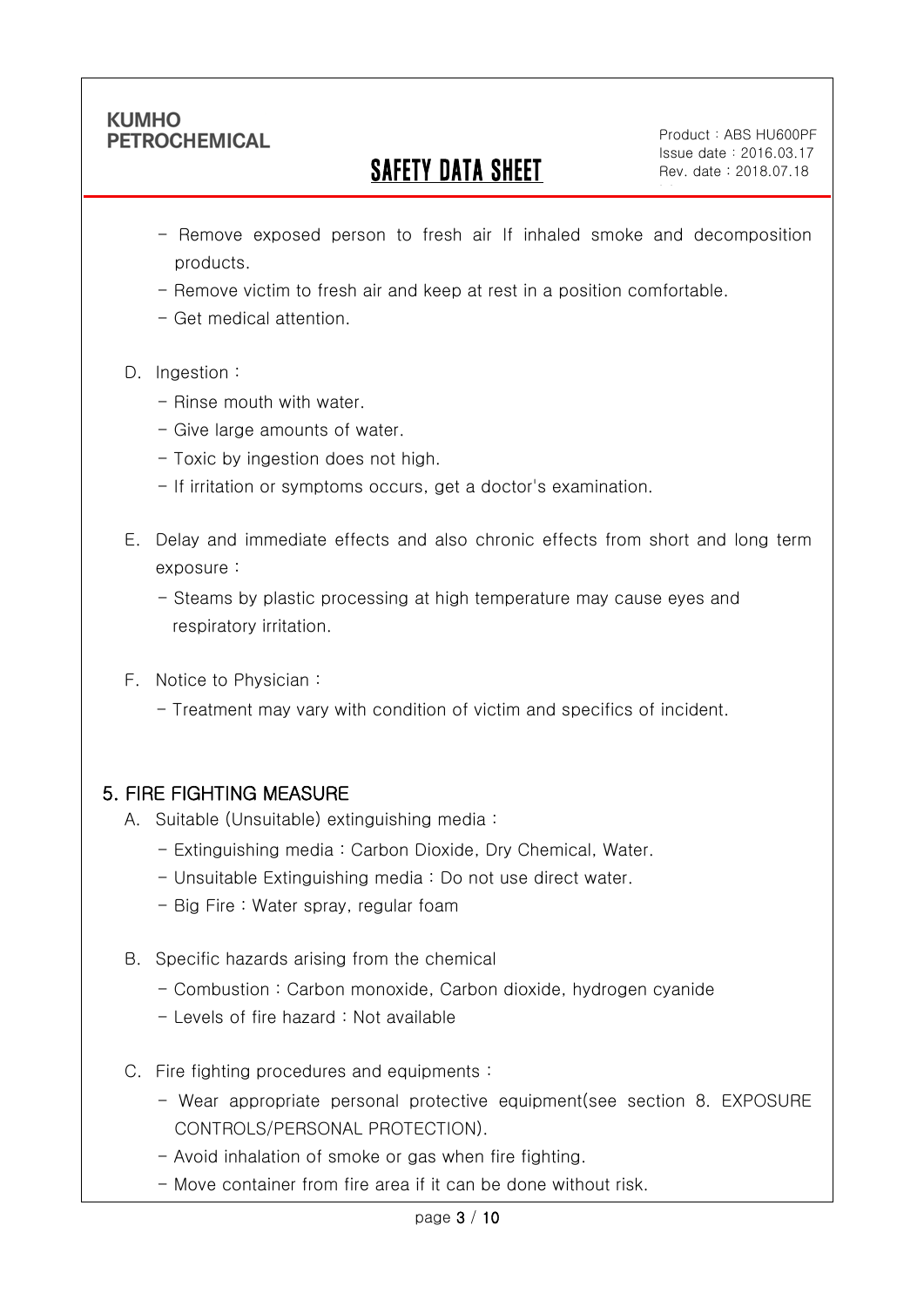- Remove exposed person to fresh air If inhaled smoke and decomposition products.
- Remove victim to fresh air and keep at rest in a position comfortable.
- Get medical attention.

D. Ingestion :

- Rinse mouth with water.
- Give large amounts of water.
- Toxic by ingestion does not high.
- If irritation or symptoms occurs, get a doctor's examination.

E. Delay and immediate effects and also chronic effects from short and long term exposure :

- Steams by plastic processing at high temperature may cause eyes and respiratory irritation.

F. Notice to Physician :

- Treatment may vary with condition of victim and specifics of incident.

## 5. FIRE FIGHTING MEASURE

A. Suitable (Unsuitable) extinguishing media :

- Extinguishing media : Carbon Dioxide, Dry Chemical, Water.
- Unsuitable Extinguishing media : Do not use direct water.
- Big Fire : Water spray, regular foam

B. Specific hazards arising from the chemical

- Combustion : Carbon monoxide, Carbon dioxide, hydrogen cyanide
- Levels of fire hazard : Not available

C. Fire fighting procedures and equipments :

- Wear appropriate personal protective equipment(see section 8. EXPOSURE CONTROLS/PERSONAL PROTECTION).
- Avoid inhalation of smoke or gas when fire fighting.
- Move container from fire area if it can be done without risk.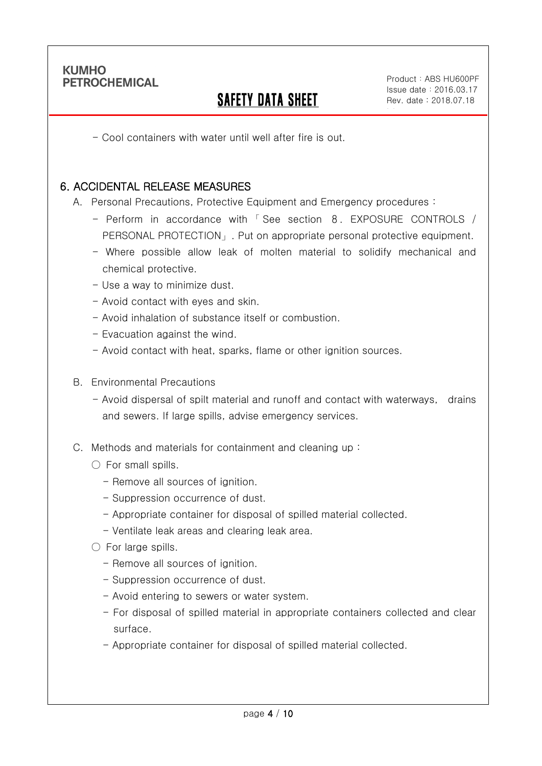- Cool containers with water until well after fire is out.

## 6. ACCIDENTAL RELEASE MEASURES

A. Personal Precautions, Protective Equipment and Emergency procedures :

- Perform in accordance with 「See section 8. EXPOSURE CONTROLS / PERSONAL PROTECTION」. Put on appropriate personal protective equipment.
- Where possible allow leak of molten material to solidify mechanical and chemical protective.
- Use a way to minimize dust.
- Avoid contact with eyes and skin.
- Avoid inhalation of substance itself or combustion.
- Evacuation against the wind.
- Avoid contact with heat, sparks, flame or other ignition sources.

B. Environmental Precautions

- Avoid dispersal of spilt material and runoff and contact with waterways, drains and sewers. If large spills, advise emergency services.

C. Methods and materials for containment and cleaning up :

○ For small spills.

- Remove all sources of ignition.
- Suppression occurrence of dust.
- Appropriate container for disposal of spilled material collected.
- Ventilate leak areas and clearing leak area.

○ For large spills.

- Remove all sources of ignition.
- Suppression occurrence of dust.
- Avoid entering to sewers or water system.
- For disposal of spilled material in appropriate containers collected and clear surface.
- Appropriate container for disposal of spilled material collected.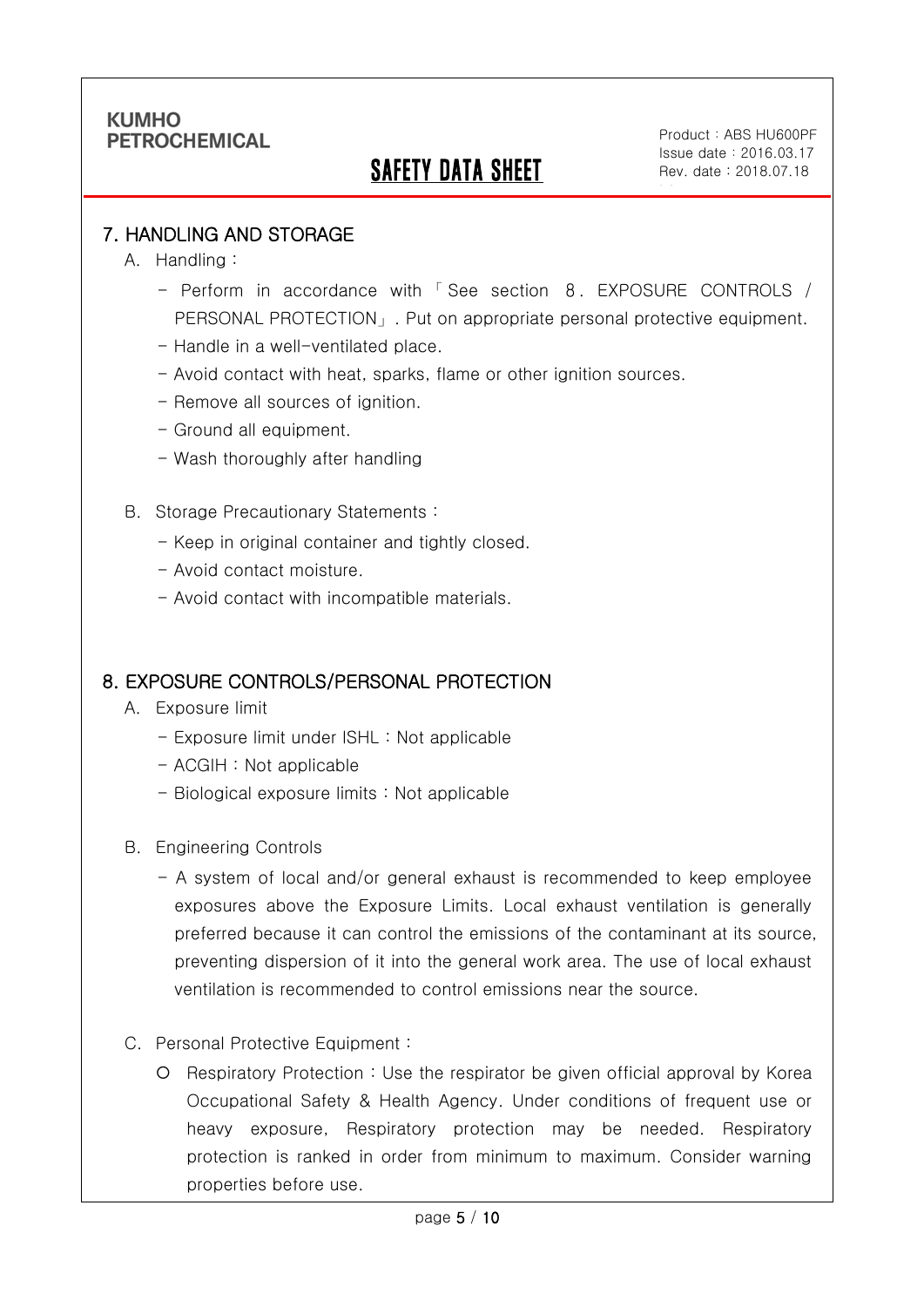## 7. HANDLING AND STORAGE

A. Handling :

- Perform in accordance with 「See section 8. EXPOSURE CONTROLS / PERSONAL PROTECTION」. Put on appropriate personal protective equipment.
- Handle in a well-ventilated place.
- Avoid contact with heat, sparks, flame or other ignition sources.
- Remove all sources of ignition.
- Ground all equipment.
- Wash thoroughly after handling

B. Storage Precautionary Statements :

- Keep in original container and tightly closed.
- Avoid contact moisture.
- Avoid contact with incompatible materials.

## 8. EXPOSURE CONTROLS/PERSONAL PROTECTION

A. Exposure limit

- Exposure limit under ISHL : Not applicable
- ACGIH : Not applicable
- Biological exposure limits : Not applicable

B. Engineering Controls

- A system of local and/or general exhaust is recommended to keep employee exposures above the Exposure Limits. Local exhaust ventilation is generally preferred because it can control the emissions of the contaminant at its source, preventing dispersion of it into the general work area. The use of local exhaust ventilation is recommended to control emissions near the source.

C. Personal Protective Equipment :

- ○ Respiratory Protection : Use the respirator be given official approval by Korea Occupational Safety & Health Agency. Under conditions of frequent use or heavy exposure, Respiratory protection may be needed. Respiratory protection is ranked in order from minimum to maximum. Consider warning properties before use.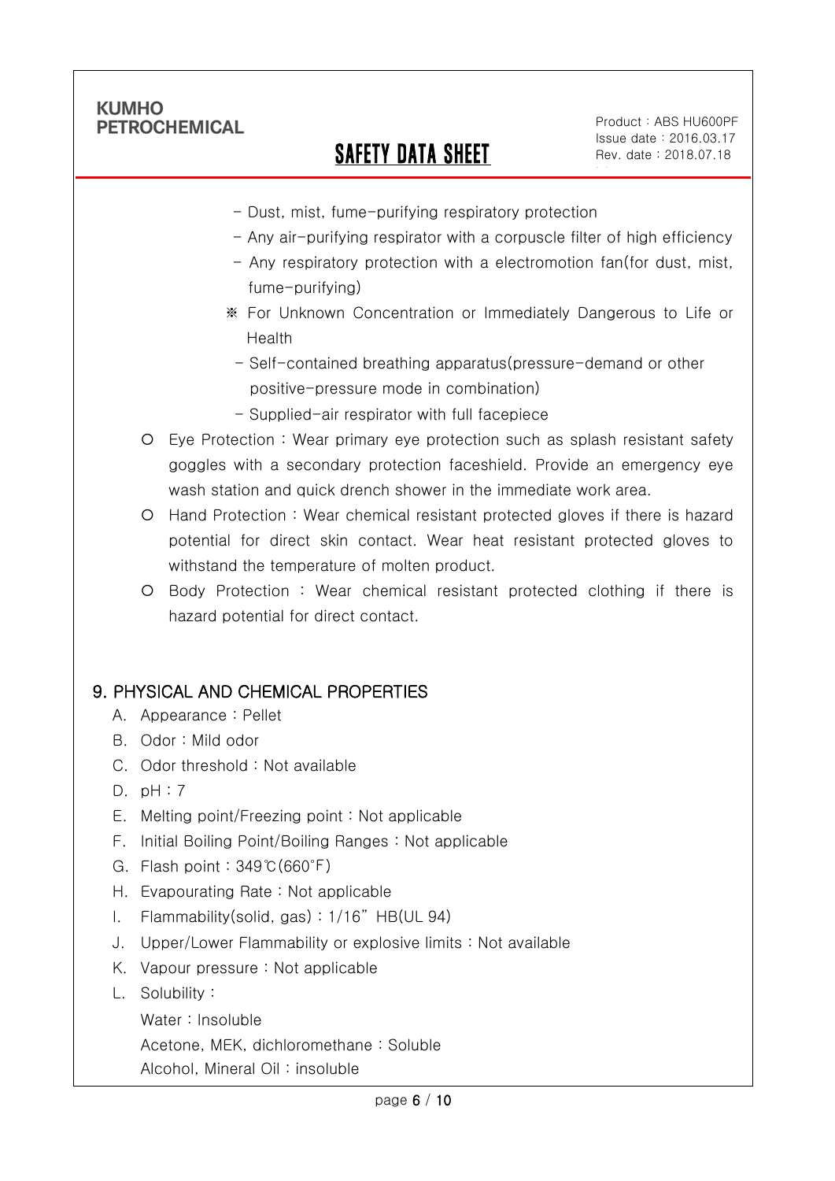- Dust, mist, fume-purifying respiratory protection
- Any air-purifying respirator with a corpuscle filter of high efficiency
- Any respiratory protection with a electromotion fan(for dust, mist, fume-purifying)

※ For Unknown Concentration or Immediately Dangerous to Life or Health

- Self-contained breathing apparatus(pressure-demand or other positive-pressure mode in combination)
- Supplied-air respirator with full facepiece

○ Eye Protection : Wear primary eye protection such as splash resistant safety goggles with a secondary protection faceshield. Provide an emergency eye wash station and quick drench shower in the immediate work area.

○ Hand Protection : Wear chemical resistant protected gloves if there is hazard potential for direct skin contact. Wear heat resistant protected gloves to withstand the temperature of molten product.

○ Body Protection : Wear chemical resistant protected clothing if there is hazard potential for direct contact.

## 9. PHYSICAL AND CHEMICAL PROPERTIES

A. Appearance : Pellet

B. Odor : Mild odor

C. Odor threshold : Not available

D. pH : 7

E. Melting point/Freezing point : Not applicable

F. Initial Boiling Point/Boiling Ranges : Not applicable

G. Flash point : 349℃(660˚F)

H. Evapourating Rate : Not applicable

I. Flammability(solid, gas) : 1/16" HB(UL 94)

J. Upper/Lower Flammability or explosive limits : Not available

K. Vapour pressure : Not applicable

L. Solubility :

Water : Insoluble

Acetone, MEK, dichloromethane : Soluble

Alcohol, Mineral Oil : insoluble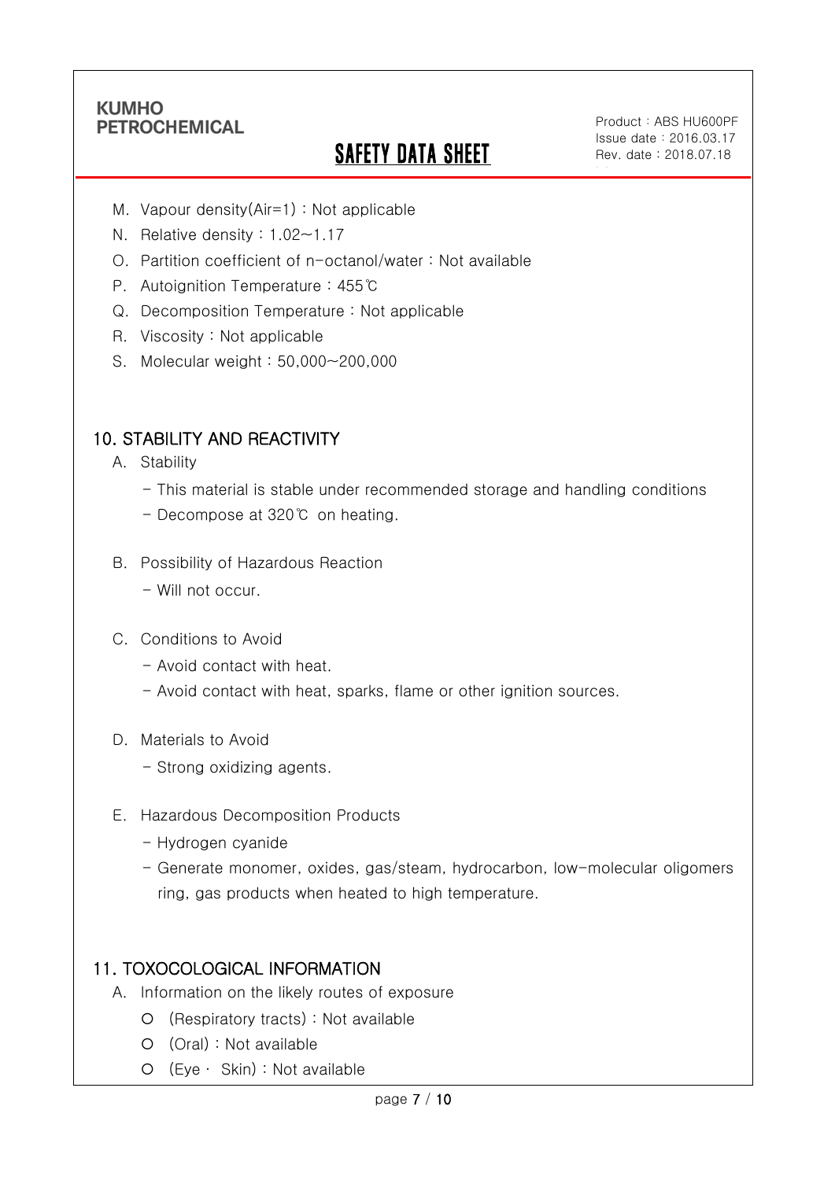M. Vapour density(Air=1) : Not applicable

N. Relative density : 1.02~1.17

O. Partition coefficient of n-octanol/water : Not available

P. Autoignition Temperature : 455℃

Q. Decomposition Temperature : Not applicable

R. Viscosity : Not applicable

S. Molecular weight : 50,000~200,000

## 10. STABILITY AND REACTIVITY

A. Stability

- This material is stable under recommended storage and handling conditions
- Decompose at 320℃ on heating.

B. Possibility of Hazardous Reaction

- Will not occur.

C. Conditions to Avoid

- Avoid contact with heat.
- Avoid contact with heat, sparks, flame or other ignition sources.

D. Materials to Avoid

- Strong oxidizing agents.

E. Hazardous Decomposition Products

- Hydrogen cyanide
- Generate monomer, oxides, gas/steam, hydrocarbon, low-molecular oligomers ring, gas products when heated to high temperature.

## 11. TOXOCOLOGICAL INFORMATION

A. Information on the likely routes of exposure

- (Respiratory tracts) : Not available
- (Oral) : Not available
- (Eye · Skin) : Not available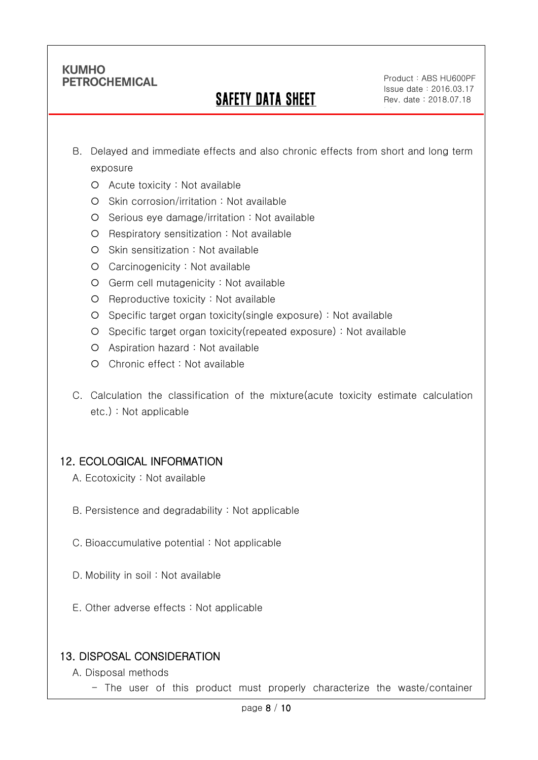B. Delayed and immediate effects and also chronic effects from short and long term exposure

- Acute toxicity : Not available
- Skin corrosion/irritation : Not available
- Serious eye damage/irritation : Not available
- Respiratory sensitization : Not available
- Skin sensitization : Not available
- Carcinogenicity : Not available
- Germ cell mutagenicity : Not available
- Reproductive toxicity : Not available
- Specific target organ toxicity(single exposure) : Not available
- Specific target organ toxicity(repeated exposure) : Not available
- Aspiration hazard : Not available
- Chronic effect : Not available

C. Calculation the classification of the mixture(acute toxicity estimate calculation etc.) : Not applicable

## 12. ECOLOGICAL INFORMATION

A. Ecotoxicity : Not available

B. Persistence and degradability : Not applicable

C. Bioaccumulative potential : Not applicable

D. Mobility in soil : Not available

E. Other adverse effects : Not applicable

## 13. DISPOSAL CONSIDERATION

A. Disposal methods

- The user of this product must properly characterize the waste/container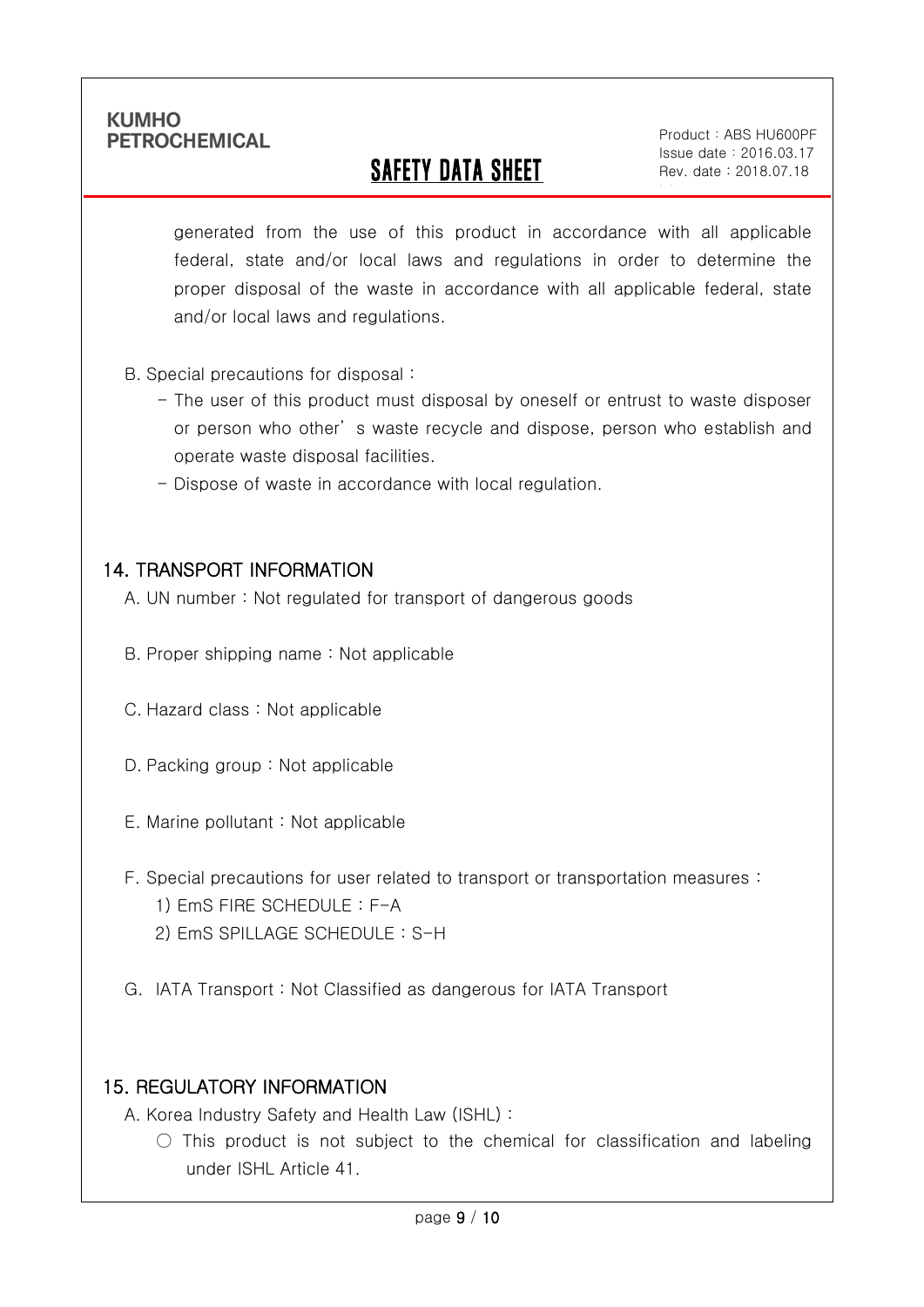generated from the use of this product in accordance with all applicable federal, state and/or local laws and regulations in order to determine the proper disposal of the waste in accordance with all applicable federal, state and/or local laws and regulations.

B. Special precautions for disposal :

- The user of this product must disposal by oneself or entrust to waste disposer or person who other' s waste recycle and dispose, person who establish and operate waste disposal facilities.
- Dispose of waste in accordance with local regulation.

## 14. TRANSPORT INFORMATION

A. UN number : Not regulated for transport of dangerous goods

B. Proper shipping name : Not applicable

C. Hazard class : Not applicable

D. Packing group : Not applicable

E. Marine pollutant : Not applicable

F. Special precautions for user related to transport or transportation measures :

1) EmS FIRE SCHEDULE : F-A
2) EmS SPILLAGE SCHEDULE : S-H

G. IATA Transport : Not Classified as dangerous for IATA Transport

## 15. REGULATORY INFORMATION

A. Korea Industry Safety and Health Law (ISHL) :

○ This product is not subject to the chemical for classification and labeling under ISHL Article 41.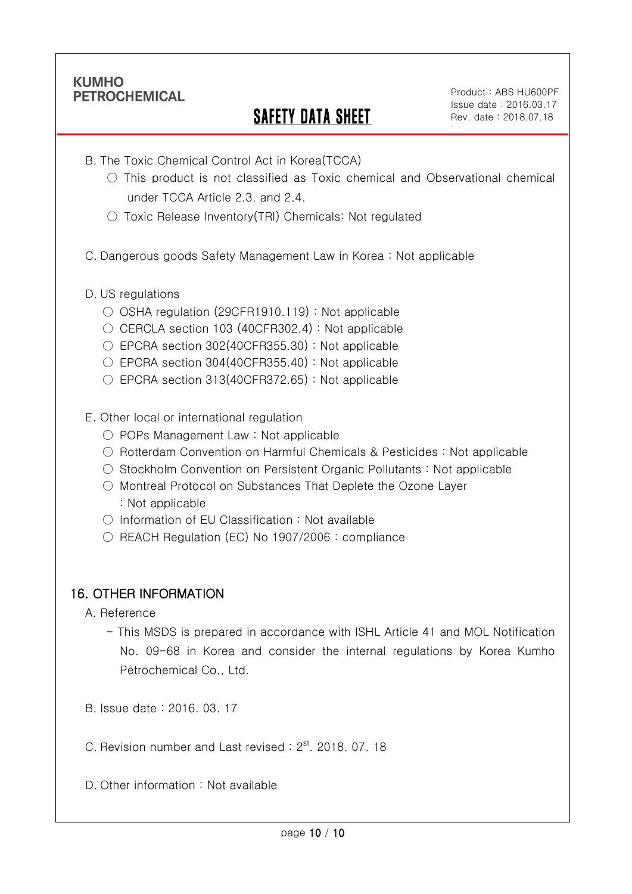B. The Toxic Chemical Control Act in Korea(TCCA)

- ○ This product is not classified as Toxic chemical and Observational chemical under TCCA Article 2.3. and 2.4.
- ○ Toxic Release Inventory(TRI) Chemicals: Not regulated

C. Dangerous goods Safety Management Law in Korea : Not applicable

D. US regulations

- ○ OSHA regulation (29CFR1910.119) : Not applicable
- ○ CERCLA section 103 (40CFR302.4) : Not applicable
- ○ EPCRA section 302(40CFR355.30) : Not applicable
- ○ EPCRA section 304(40CFR355.40) : Not applicable
- ○ EPCRA section 313(40CFR372.65) : Not applicable

E. Other local or international regulation

- ○ POPs Management Law : Not applicable
- ○ Rotterdam Convention on Harmful Chemicals & Pesticides : Not applicable
- ○ Stockholm Convention on Persistent Organic Pollutants : Not applicable
- ○ Montreal Protocol on Substances That Deplete the Ozone Layer : Not applicable
- ○ Information of EU Classification : Not available
- ○ REACH Regulation (EC) No 1907/2006 : compliance

## 16. OTHER INFORMATION

A. Reference

- This MSDS is prepared in accordance with ISHL Article 41 and MOL Notification No. 09-68 in Korea and consider the internal regulations by Korea Kumho Petrochemical Co., Ltd.

B. Issue date : 2016. 03. 17

C. Revision number and Last revised : 2st. 2018. 07. 18

D. Other information : Not available